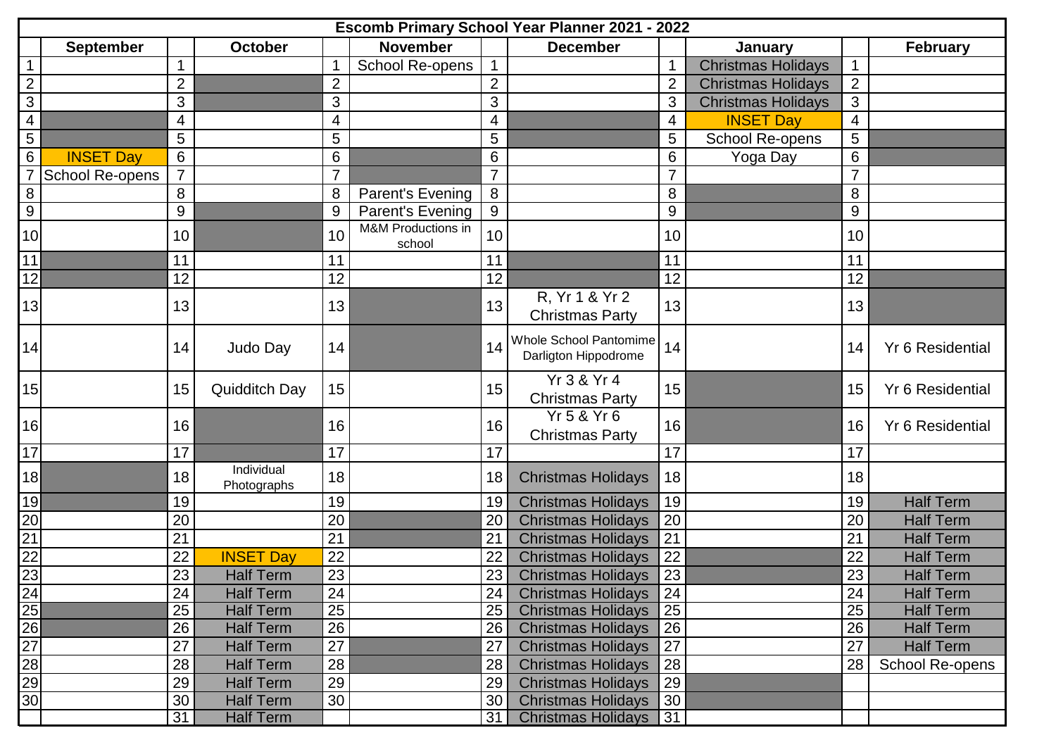| Escomb Primary School Year Planner 2021 - 2022 | | | | | | | | | | | |
|---|---|---|---|---|---|---|---|---|---|---|---|
| | September | | October | | November | | December | | January | | February |
| 1 | | 1 | | 1 | School Re-opens | 1 | | 1 | Christmas Holidays | 1 | |
| 2 | | 2 | | 2 | | 2 | | 2 | Christmas Holidays | 2 | |
| 3 | | 3 | | 3 | | 3 | | 3 | Christmas Holidays | 3 | |
| 4 | | 4 | | 4 | | 4 | | 4 | INSET Day | 4 | |
| 5 | | 5 | | 5 | | 5 | | 5 | School Re-opens | 5 | |
| 6 | INSET Day | 6 | | 6 | | 6 | | 6 | Yoga Day | 6 | |
| 7 | School Re-opens | 7 | | 7 | | 7 | | 7 | | 7 | |
| 8 | | 8 | | 8 | Parent's Evening | 8 | | 8 | | 8 | |
| 9 | | 9 | | 9 | Parent's Evening | 9 | | 9 | | 9 | |
| 10 | | 10 | | 10 | M&M Productions in school | 10 | | 10 | | 10 | |
| 11 | | 11 | | 11 | | 11 | | 11 | | 11 | |
| 12 | | 12 | | 12 | | 12 | | 12 | | 12 | |
| 13 | | 13 | | 13 | | 13 | R, Yr 1 & Yr 2 Christmas Party | 13 | | 13 | |
| 14 | | 14 | Judo Day | 14 | | 14 | Whole School Pantomime Darligton Hippodrome | 14 | | 14 | Yr 6 Residential |
| 15 | | 15 | Quidditch Day | 15 | | 15 | Yr 3 & Yr 4 Christmas Party | 15 | | 15 | Yr 6 Residential |
| 16 | | 16 | | 16 | | 16 | Yr 5 & Yr 6 Christmas Party | 16 | | 16 | Yr 6 Residential |
| 17 | | 17 | | 17 | | 17 | | 17 | | 17 | |
| 18 | | 18 | Individual Photographs | 18 | | 18 | Christmas Holidays | 18 | | 18 | |
| 19 | | 19 | | 19 | | 19 | Christmas Holidays | 19 | | 19 | Half Term |
| 20 | | 20 | | 20 | | 20 | Christmas Holidays | 20 | | 20 | Half Term |
| 21 | | 21 | | 21 | | 21 | Christmas Holidays | 21 | | 21 | Half Term |
| 22 | | 22 | INSET Day | 22 | | 22 | Christmas Holidays | 22 | | 22 | Half Term |
| 23 | | 23 | Half Term | 23 | | 23 | Christmas Holidays | 23 | | 23 | Half Term |
| 24 | | 24 | Half Term | 24 | | 24 | Christmas Holidays | 24 | | 24 | Half Term |
| 25 | | 25 | Half Term | 25 | | 25 | Christmas Holidays | 25 | | 25 | Half Term |
| 26 | | 26 | Half Term | 26 | | 26 | Christmas Holidays | 26 | | 26 | Half Term |
| 27 | | 27 | Half Term | 27 | | 27 | Christmas Holidays | 27 | | 27 | Half Term |
| 28 | | 28 | Half Term | 28 | | 28 | Christmas Holidays | 28 | | 28 | School Re-opens |
| 29 | | 29 | Half Term | 29 | | 29 | Christmas Holidays | 29 | | | |
| 30 | | 30 | Half Term | 30 | | 30 | Christmas Holidays | 30 | | | |
| | | 31 | Half Term | | | 31 | Christmas Holidays | 31 | | | |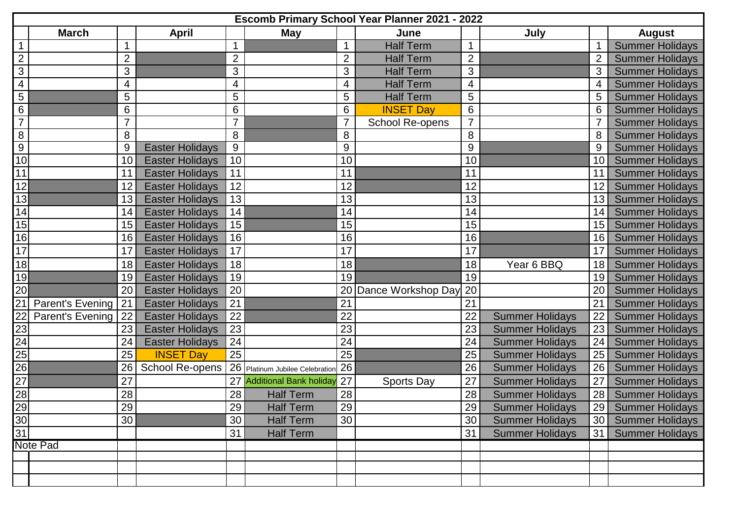# Escomb Primary School Year Planner 2021 - 2022

| | March | | April | | May | | June | | July | | August |
|---|---|---|---|---|---|---|---|---|---|---|---|
| 1 | | 1 | | 1 | | 1 | Half Term | 1 | | 1 | Summer Holidays |
| 2 | | 2 | | 2 | | 2 | Half Term | 2 | | 2 | Summer Holidays |
| 3 | | 3 | | 3 | | 3 | Half Term | 3 | | 3 | Summer Holidays |
| 4 | | 4 | | 4 | | 4 | Half Term | 4 | | 4 | Summer Holidays |
| 5 | | 5 | | 5 | | 5 | Half Term | 5 | | 5 | Summer Holidays |
| 6 | | 6 | | 6 | | 6 | INSET Day | 6 | | 6 | Summer Holidays |
| 7 | | 7 | | 7 | | 7 | School Re-opens | 7 | | 7 | Summer Holidays |
| 8 | | 8 | | 8 | | 8 | | 8 | | 8 | Summer Holidays |
| 9 | | 9 | Easter Holidays | 9 | | 9 | | 9 | | 9 | Summer Holidays |
| 10 | | 10 | Easter Holidays | 10 | | 10 | | 10 | | 10 | Summer Holidays |
| 11 | | 11 | Easter Holidays | 11 | | 11 | | 11 | | 11 | Summer Holidays |
| 12 | | 12 | Easter Holidays | 12 | | 12 | | 12 | | 12 | Summer Holidays |
| 13 | | 13 | Easter Holidays | 13 | | 13 | | 13 | | 13 | Summer Holidays |
| 14 | | 14 | Easter Holidays | 14 | | 14 | | 14 | | 14 | Summer Holidays |
| 15 | | 15 | Easter Holidays | 15 | | 15 | | 15 | | 15 | Summer Holidays |
| 16 | | 16 | Easter Holidays | 16 | | 16 | | 16 | | 16 | Summer Holidays |
| 17 | | 17 | Easter Holidays | 17 | | 17 | | 17 | | 17 | Summer Holidays |
| 18 | | 18 | Easter Holidays | 18 | | 18 | | 18 | Year 6 BBQ | 18 | Summer Holidays |
| 19 | | 19 | Easter Holidays | 19 | | 19 | | 19 | | 19 | Summer Holidays |
| 20 | | 20 | Easter Holidays | 20 | | 20 | Dance Workshop Day | 20 | | 20 | Summer Holidays |
| 21 | Parent's Evening | 21 | Easter Holidays | 21 | | 21 | | 21 | | 21 | Summer Holidays |
| 22 | Parent's Evening | 22 | Easter Holidays | 22 | | 22 | | 22 | Summer Holidays | 22 | Summer Holidays |
| 23 | | 23 | Easter Holidays | 23 | | 23 | | 23 | Summer Holidays | 23 | Summer Holidays |
| 24 | | 24 | Easter Holidays | 24 | | 24 | | 24 | Summer Holidays | 24 | Summer Holidays |
| 25 | | 25 | INSET Day | 25 | | 25 | | 25 | Summer Holidays | 25 | Summer Holidays |
| 26 | | 26 | School Re-opens | 26 | Platinum Jubilee Celebration | 26 | | 26 | Summer Holidays | 26 | Summer Holidays |
| 27 | | 27 | | 27 | Additional Bank holiday | 27 | Sports Day | 27 | Summer Holidays | 27 | Summer Holidays |
| 28 | | 28 | | 28 | Half Term | 28 | | 28 | Summer Holidays | 28 | Summer Holidays |
| 29 | | 29 | | 29 | Half Term | 29 | | 29 | Summer Holidays | 29 | Summer Holidays |
| 30 | | 30 | | 30 | Half Term | 30 | | 30 | Summer Holidays | 30 | Summer Holidays |
| 31 | | | | 31 | Half Term | | | 31 | Summer Holidays | 31 | Summer Holidays |

Note Pad